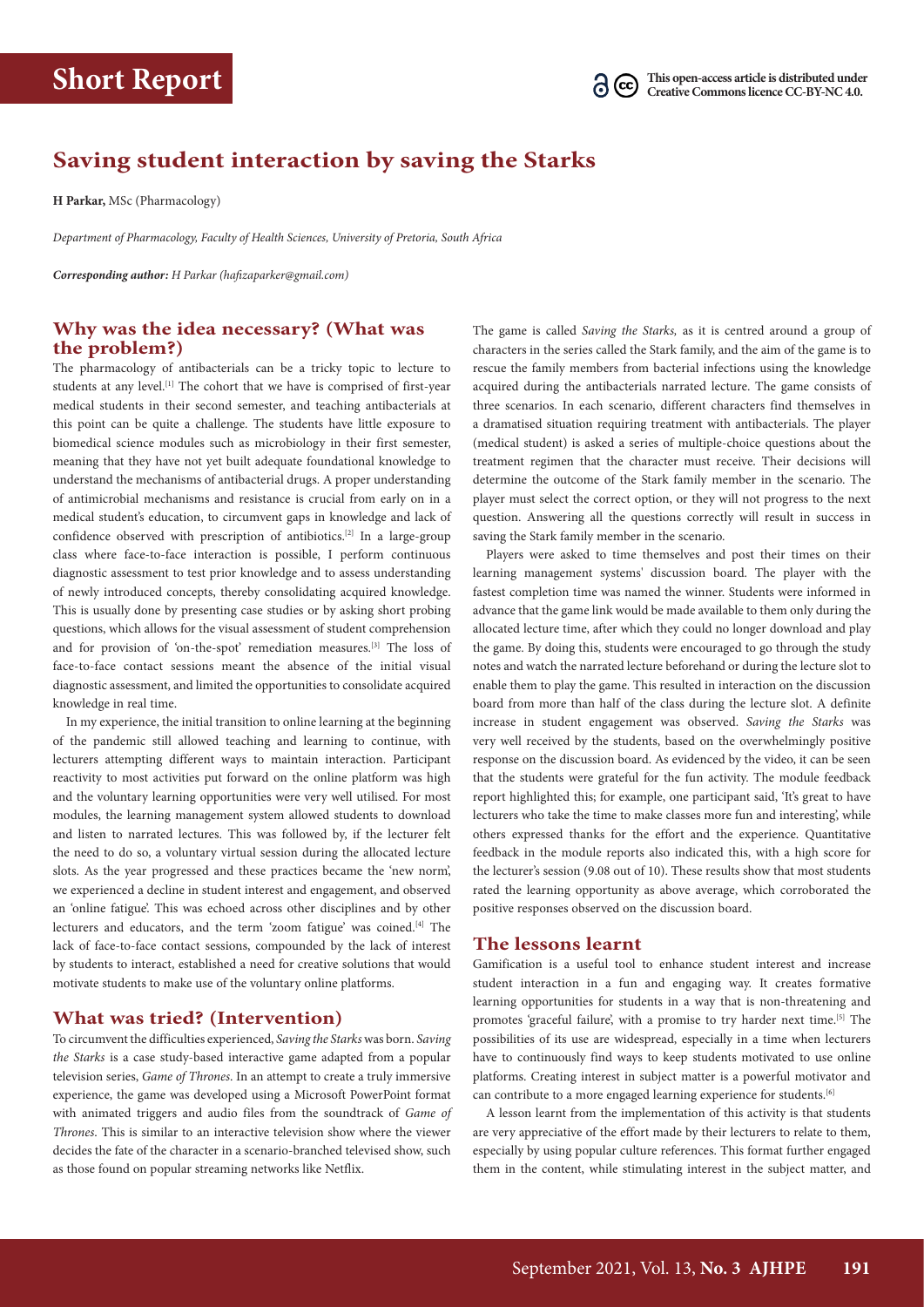Short Report

This open-access article is distributed under Creative Commons licence CC-BY-NC 4.0.

# Saving student interaction by saving the Starks

**H Parkar,** MSc (Pharmacology)

*Department of Pharmacology, Faculty of Health Sciences, University of Pretoria, South Africa*

***Corresponding author:*** *H Parkar (hafizaparker@gmail.com)*

## Why was the idea necessary? (What was the problem?)

The pharmacology of antibacterials can be a tricky topic to lecture to students at any level.[1] The cohort that we have is comprised of first-year medical students in their second semester, and teaching antibacterials at this point can be quite a challenge. The students have little exposure to biomedical science modules such as microbiology in their first semester, meaning that they have not yet built adequate foundational knowledge to understand the mechanisms of antibacterial drugs. A proper understanding of antimicrobial mechanisms and resistance is crucial from early on in a medical student's education, to circumvent gaps in knowledge and lack of confidence observed with prescription of antibiotics.[2] In a large-group class where face-to-face interaction is possible, I perform continuous diagnostic assessment to test prior knowledge and to assess understanding of newly introduced concepts, thereby consolidating acquired knowledge. This is usually done by presenting case studies or by asking short probing questions, which allows for the visual assessment of student comprehension and for provision of 'on-the-spot' remediation measures.[3] The loss of face-to-face contact sessions meant the absence of the initial visual diagnostic assessment, and limited the opportunities to consolidate acquired knowledge in real time.

In my experience, the initial transition to online learning at the beginning of the pandemic still allowed teaching and learning to continue, with lecturers attempting different ways to maintain interaction. Participant reactivity to most activities put forward on the online platform was high and the voluntary learning opportunities were very well utilised. For most modules, the learning management system allowed students to download and listen to narrated lectures. This was followed by, if the lecturer felt the need to do so, a voluntary virtual session during the allocated lecture slots. As the year progressed and these practices became the 'new norm', we experienced a decline in student interest and engagement, and observed an 'online fatigue'. This was echoed across other disciplines and by other lecturers and educators, and the term 'zoom fatigue' was coined.[4] The lack of face-to-face contact sessions, compounded by the lack of interest by students to interact, established a need for creative solutions that would motivate students to make use of the voluntary online platforms.

## What was tried? (Intervention)

To circumvent the difficulties experienced, *Saving the Starks* was born. *Saving the Starks* is a case study-based interactive game adapted from a popular television series, *Game of Thrones*. In an attempt to create a truly immersive experience, the game was developed using a Microsoft PowerPoint format with animated triggers and audio files from the soundtrack of *Game of Thrones*. This is similar to an interactive television show where the viewer decides the fate of the character in a scenario-branched televised show, such as those found on popular streaming networks like Netflix.

The game is called *Saving the Starks,* as it is centred around a group of characters in the series called the Stark family, and the aim of the game is to rescue the family members from bacterial infections using the knowledge acquired during the antibacterials narrated lecture. The game consists of three scenarios. In each scenario, different characters find themselves in a dramatised situation requiring treatment with antibacterials. The player (medical student) is asked a series of multiple-choice questions about the treatment regimen that the character must receive. Their decisions will determine the outcome of the Stark family member in the scenario. The player must select the correct option, or they will not progress to the next question. Answering all the questions correctly will result in success in saving the Stark family member in the scenario.

Players were asked to time themselves and post their times on their learning management systems' discussion board. The player with the fastest completion time was named the winner. Students were informed in advance that the game link would be made available to them only during the allocated lecture time, after which they could no longer download and play the game. By doing this, students were encouraged to go through the study notes and watch the narrated lecture beforehand or during the lecture slot to enable them to play the game. This resulted in interaction on the discussion board from more than half of the class during the lecture slot. A definite increase in student engagement was observed. *Saving the Starks* was very well received by the students, based on the overwhelmingly positive response on the discussion board. As evidenced by the video, it can be seen that the students were grateful for the fun activity. The module feedback report highlighted this; for example, one participant said, 'It's great to have lecturers who take the time to make classes more fun and interesting', while others expressed thanks for the effort and the experience. Quantitative feedback in the module reports also indicated this, with a high score for the lecturer's session (9.08 out of 10). These results show that most students rated the learning opportunity as above average, which corroborated the positive responses observed on the discussion board.

## The lessons learnt

Gamification is a useful tool to enhance student interest and increase student interaction in a fun and engaging way. It creates formative learning opportunities for students in a way that is non-threatening and promotes 'graceful failure', with a promise to try harder next time.[5] The possibilities of its use are widespread, especially in a time when lecturers have to continuously find ways to keep students motivated to use online platforms. Creating interest in subject matter is a powerful motivator and can contribute to a more engaged learning experience for students.[6]

A lesson learnt from the implementation of this activity is that students are very appreciative of the effort made by their lecturers to relate to them, especially by using popular culture references. This format further engaged them in the content, while stimulating interest in the subject matter, and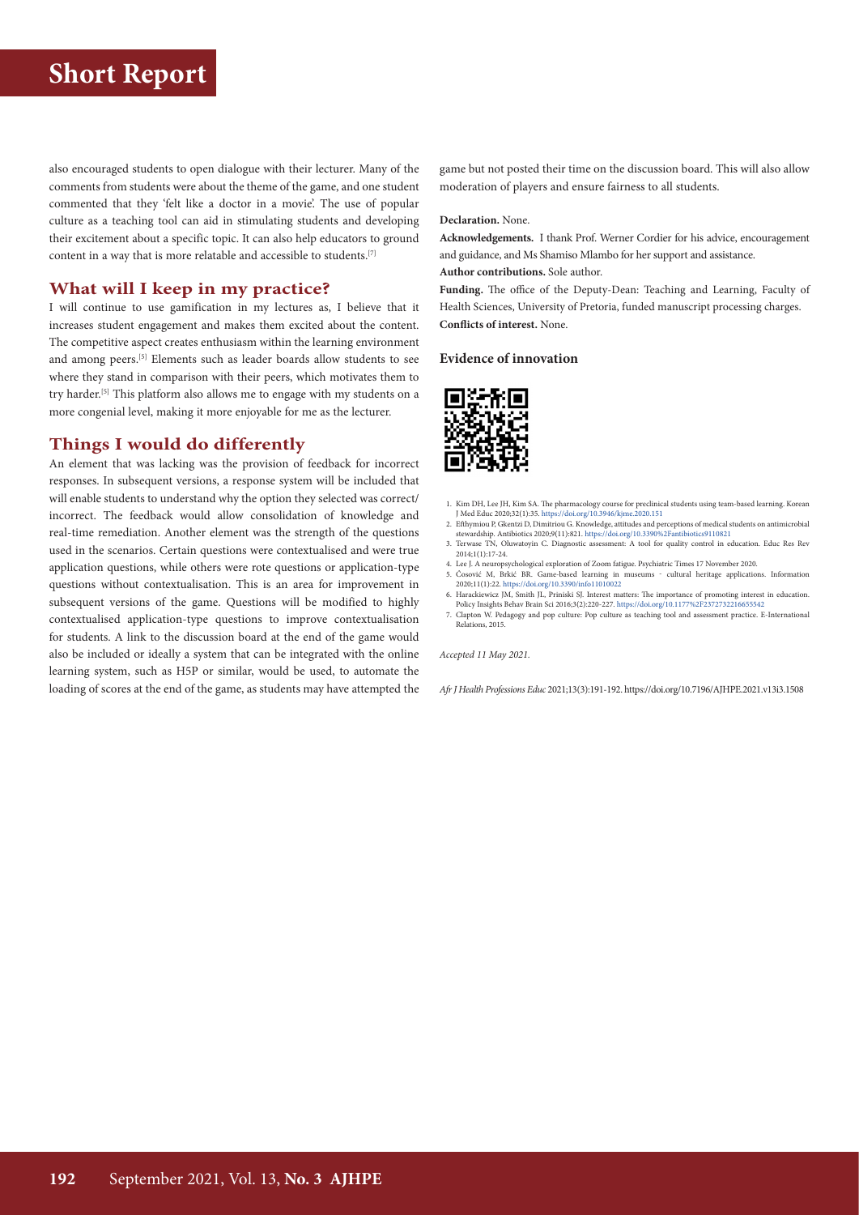also encouraged students to open dialogue with their lecturer. Many of the comments from students were about the theme of the game, and one student commented that they 'felt like a doctor in a movie'. The use of popular culture as a teaching tool can aid in stimulating students and developing their excitement about a specific topic. It can also help educators to ground content in a way that is more relatable and accessible to students.[7]

## What will I keep in my practice?

I will continue to use gamification in my lectures as, I believe that it increases student engagement and makes them excited about the content. The competitive aspect creates enthusiasm within the learning environment and among peers.[5] Elements such as leader boards allow students to see where they stand in comparison with their peers, which motivates them to try harder.[5] This platform also allows me to engage with my students on a more congenial level, making it more enjoyable for me as the lecturer.

## Things I would do differently

An element that was lacking was the provision of feedback for incorrect responses. In subsequent versions, a response system will be included that will enable students to understand why the option they selected was correct/incorrect. The feedback would allow consolidation of knowledge and real-time remediation. Another element was the strength of the questions used in the scenarios. Certain questions were contextualised and were true application questions, while others were rote questions or application-type questions without contextualisation. This is an area for improvement in subsequent versions of the game. Questions will be modified to highly contextualised application-type questions to improve contextualisation for students. A link to the discussion board at the end of the game would also be included or ideally a system that can be integrated with the online learning system, such as H5P or similar, would be used, to automate the loading of scores at the end of the game, as students may have attempted the game but not posted their time on the discussion board. This will also allow moderation of players and ensure fairness to all students.

**Declaration.** None.

**Acknowledgements.** I thank Prof. Werner Cordier for his advice, encouragement and guidance, and Ms Shamiso Mlambo for her support and assistance.

**Author contributions.** Sole author.

**Funding.** The office of the Deputy-Dean: Teaching and Learning, Faculty of Health Sciences, University of Pretoria, funded manuscript processing charges.

**Conflicts of interest.** None.

### Evidence of innovation

1. Kim DH, Lee JH, Kim SA. The pharmacology course for preclinical students using team-based learning. Korean J Med Educ 2020;32(1):35. https://doi.org/10.3946/kjme.2020.151
2. Efthymiou P, Gkentzi D, Dimitriou G. Knowledge, attitudes and perceptions of medical students on antimicrobial stewardship. Antibiotics 2020;9(11):821. https://doi.org/10.3390%2Fantibiotics9110821
3. Terwase TN, Oluwatoyin C. Diagnostic assessment: A tool for quality control in education. Educ Res Rev 2014;1(1):17-24.
4. Lee J. A neuropsychological exploration of Zoom fatigue. Psychiatric Times 17 November 2020.
5. Čosović M, Brkić BR. Game-based learning in museums - cultural heritage applications. Information 2020;11(1):22. https://doi.org/10.3390/info11010022
6. Harackiewicz JM, Smith JL, Priniski SJ. Interest matters: The importance of promoting interest in education. Policy Insights Behav Brain Sci 2016;3(2):220-227. https://doi.org/10.1177%2F2372732216655542
7. Clapton W. Pedagogy and pop culture: Pop culture as teaching tool and assessment practice. E-International Relations, 2015.

*Accepted 11 May 2021.*

*Afr J Health Professions Educ* 2021;13(3):191-192. https://doi.org/10.7196/AJHPE.2021.v13i3.1508